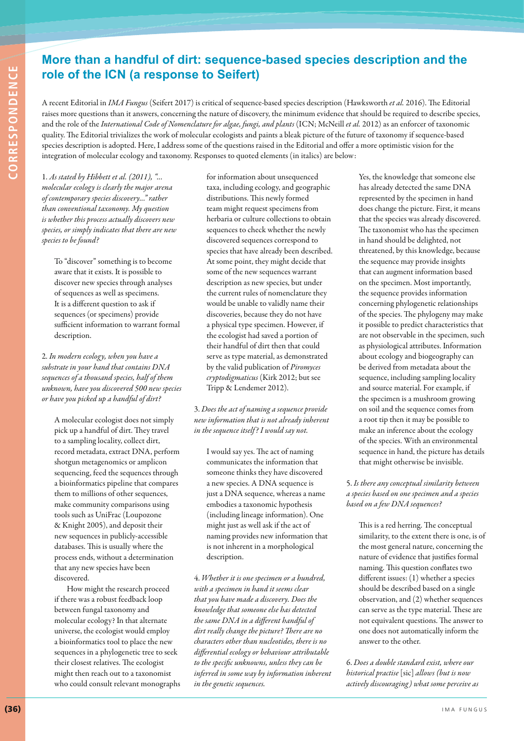# More than a handful of dirt: sequence-based species description and the role of the ICN (a response to Seifert)

A recent Editorial in *IMA Fungus* (Seifert 2017) is critical of sequence-based species description (Hawksworth *et al.* 2016). The Editorial raises more questions than it answers, concerning the nature of discovery, the minimum evidence that should be required to describe species, and the role of the *International Code of Nomenclature for algae, fungi, and plants* (ICN; McNeill *et al.* 2012) as an enforcer of taxonomic quality. The Editorial trivializes the work of molecular ecologists and paints a bleak picture of the future of taxonomy if sequence-based species description is adopted. Here, I address some of the questions raised in the Editorial and offer a more optimistic vision for the integration of molecular ecology and taxonomy. Responses to quoted elements (in italics) are below:

1. *As stated by Hibbett et al. (2011), "... molecular ecology is clearly the major arena of contemporary species discovery..." rather than conventional taxonomy. My question is whether this process actually discovers new species, or simply indicates that there are new species to be found?*

To "discover" something is to become aware that it exists. It is possible to discover new species through analyses of sequences as well as specimens. It is a different question to ask if sequences (or specimens) provide sufficient information to warrant formal description.

2. *In modern ecology, when you have a substrate in your hand that contains DNA sequences of a thousand species, half of them unknown, have you discovered 500 new species or have you picked up a handful of dirt?*

A molecular ecologist does not simply pick up a handful of dirt. They travel to a sampling locality, collect dirt, record metadata, extract DNA, perform shotgun metagenomics or amplicon sequencing, feed the sequences through a bioinformatics pipeline that compares them to millions of other sequences, make community comparisons using tools such as UniFrac (Loupozone & Knight 2005), and deposit their new sequences in publicly-accessible databases. This is usually where the process ends, without a determination that any new species have been discovered.

How might the research proceed if there was a robust feedback loop between fungal taxonomy and molecular ecology? In that alternate universe, the ecologist would employ a bioinformatics tool to place the new sequences in a phylogenetic tree to seek their closest relatives. The ecologist might then reach out to a taxonomist who could consult relevant monographs for information about unsequenced taxa, including ecology, and geographic distributions. This newly formed team might request specimens from herbaria or culture collections to obtain sequences to check whether the newly discovered sequences correspond to species that have already been described. At some point, they might decide that some of the new sequences warrant description as new species, but under the current rules of nomenclature they would be unable to validly name their discoveries, because they do not have a physical type specimen. However, if the ecologist had saved a portion of their handful of dirt then that could serve as type material, as demonstrated by the valid publication of *Piromyces cryptodigmaticus* (Kirk 2012; but see Tripp & Lendemer 2012).

3. *Does the act of naming a sequence provide new information that is not already inherent in the sequence itself? I would say not.*

I would say yes. The act of naming communicates the information that someone thinks they have discovered a new species. A DNA sequence is just a DNA sequence, whereas a name embodies a taxonomic hypothesis (including lineage information). One might just as well ask if the act of naming provides new information that is not inherent in a morphological description.

4. *Whether it is one specimen or a hundred, with a specimen in hand it seems clear that you have made a discovery. Does the knowledge that someone else has detected the same DNA in a different handful of dirt really change the picture? There are no characters other than nucleotides, there is no differential ecology or behaviour attributable to the specific unknowns, unless they can be inferred in some way by information inherent in the genetic sequences.*

Yes, the knowledge that someone else has already detected the same DNA represented by the specimen in hand does change the picture. First, it means that the species was already discovered. The taxonomist who has the specimen in hand should be delighted, not threatened, by this knowledge, because the sequence may provide insights that can augment information based on the specimen. Most importantly, the sequence provides information concerning phylogenetic relationships of the species. The phylogeny may make it possible to predict characteristics that are not observable in the specimen, such as physiological attributes. Information about ecology and biogeography can be derived from metadata about the sequence, including sampling locality and source material. For example, if the specimen is a mushroom growing on soil and the sequence comes from a root tip then it may be possible to make an inference about the ecology of the species. With an environmental sequence in hand, the picture has details that might otherwise be invisible.

5. *Is there any conceptual similarity between a species based on one specimen and a species based on a few DNA sequences?*

This is a red herring. The conceptual similarity, to the extent there is one, is of the most general nature, concerning the nature of evidence that justifies formal naming. This question conflates two different issues: (1) whether a species should be described based on a single observation, and (2) whether sequences can serve as the type material. These are not equivalent questions. The answer to one does not automatically inform the answer to the other.

6. *Does a double standard exist, where our historical practise [sic] allows (but is now actively discouraging) what some perceive as*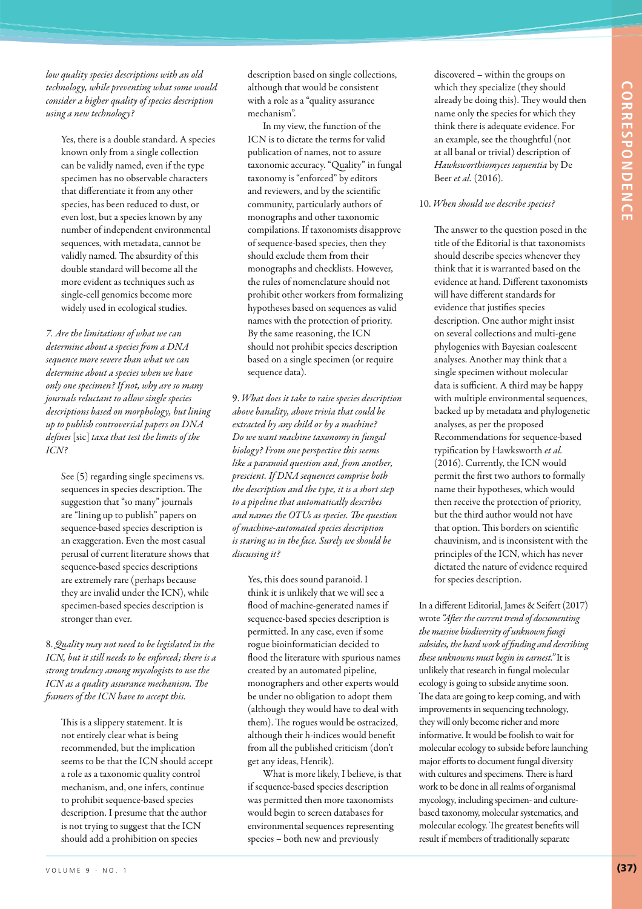*low quality species descriptions with an old technology, while preventing what some would consider a higher quality of species description using a new technology?*

Yes, there is a double standard. A species known only from a single collection can be validly named, even if the type specimen has no observable characters that differentiate it from any other species, has been reduced to dust, or even lost, but a species known by any number of independent environmental sequences, with metadata, cannot be validly named. The absurdity of this double standard will become all the more evident as techniques such as single-cell genomics become more widely used in ecological studies.

7. *Are the limitations of what we can determine about a species from a DNA sequence more severe than what we can determine about a species when we have only one specimen? If not, why are so many journals reluctant to allow single species descriptions based on morphology, but lining up to publish controversial papers on DNA defines* [sic] *taxa that test the limits of the ICN?*

See (5) regarding single specimens vs. sequences in species description. The suggestion that "so many" journals are "lining up to publish" papers on sequence-based species description is an exaggeration. Even the most casual perusal of current literature shows that sequence-based species descriptions are extremely rare (perhaps because they are invalid under the ICN), while specimen-based species description is stronger than ever.

8. *Quality may not need to be legislated in the ICN, but it still needs to be enforced; there is a strong tendency among mycologists to use the ICN as a quality assurance mechanism. The framers of the ICN have to accept this.*

This is a slippery statement. It is not entirely clear what is being recommended, but the implication seems to be that the ICN should accept a role as a taxonomic quality control mechanism, and, one infers, continue to prohibit sequence-based species description. I presume that the author is not trying to suggest that the ICN should add a prohibition on species description based on single collections, although that would be consistent with a role as a "quality assurance mechanism".

In my view, the function of the ICN is to dictate the terms for valid publication of names, not to assure taxonomic accuracy. "Quality" in fungal taxonomy is "enforced" by editors and reviewers, and by the scientific community, particularly authors of monographs and other taxonomic compilations. If taxonomists disapprove of sequence-based species, then they should exclude them from their monographs and checklists. However, the rules of nomenclature should not prohibit other workers from formalizing hypotheses based on sequences as valid names with the protection of priority. By the same reasoning, the ICN should not prohibit species description based on a single specimen (or require sequence data).

9. *What does it take to raise species description above banality, above trivia that could be extracted by any child or by a machine? Do we want machine taxonomy in fungal biology? From one perspective this seems like a paranoid question and, from another, prescient. If DNA sequences comprise both the description and the type, it is a short step to a pipeline that automatically describes and names the OTUs as species. The question of machine-automated species description is staring us in the face. Surely we should be discussing it?*

Yes, this does sound paranoid. I think it is unlikely that we will see a flood of machine-generated names if sequence-based species description is permitted. In any case, even if some rogue bioinformatician decided to flood the literature with spurious names created by an automated pipeline, monographers and other experts would be under no obligation to adopt them (although they would have to deal with them). The rogues would be ostracized, although their h-indices would benefit from all the published criticism (don't get any ideas, Henrik).

What is more likely, I believe, is that if sequence-based species description was permitted then more taxonomists would begin to screen databases for environmental sequences representing species – both new and previously discovered – within the groups on which they specialize (they should already be doing this). They would then name only the species for which they think there is adequate evidence. For an example, see the thoughtful (not at all banal or trivial) description of *Hawksworthiomyces sequentia* by De Beer *et al.* (2016).

10. *When should we describe species?*

The answer to the question posed in the title of the Editorial is that taxonomists should describe species whenever they think that it is warranted based on the evidence at hand. Different taxonomists will have different standards for evidence that justifies species description. One author might insist on several collections and multi-gene phylogenies with Bayesian coalescent analyses. Another may think that a single specimen without molecular data is sufficient. A third may be happy with multiple environmental sequences, backed up by metadata and phylogenetic analyses, as per the proposed Recommendations for sequence-based typification by Hawksworth *et al.* (2016). Currently, the ICN would permit the first two authors to formally name their hypotheses, which would then receive the protection of priority, but the third author would not have that option. This borders on scientific chauvinism, and is inconsistent with the principles of the ICN, which has never dictated the nature of evidence required for species description.

In a different Editorial, James & Seifert (2017) wrote *"After the current trend of documenting the massive biodiversity of unknown fungi subsides, the hard work of finding and describing these unknowns must begin in earnest."* It is unlikely that research in fungal molecular ecology is going to subside anytime soon. The data are going to keep coming, and with improvements in sequencing technology, they will only become richer and more informative. It would be foolish to wait for molecular ecology to subside before launching major efforts to document fungal diversity with cultures and specimens. There is hard work to be done in all realms of organismal mycology, including specimen- and culture-based taxonomy, molecular systematics, and molecular ecology. The greatest benefits will result if members of traditionally separate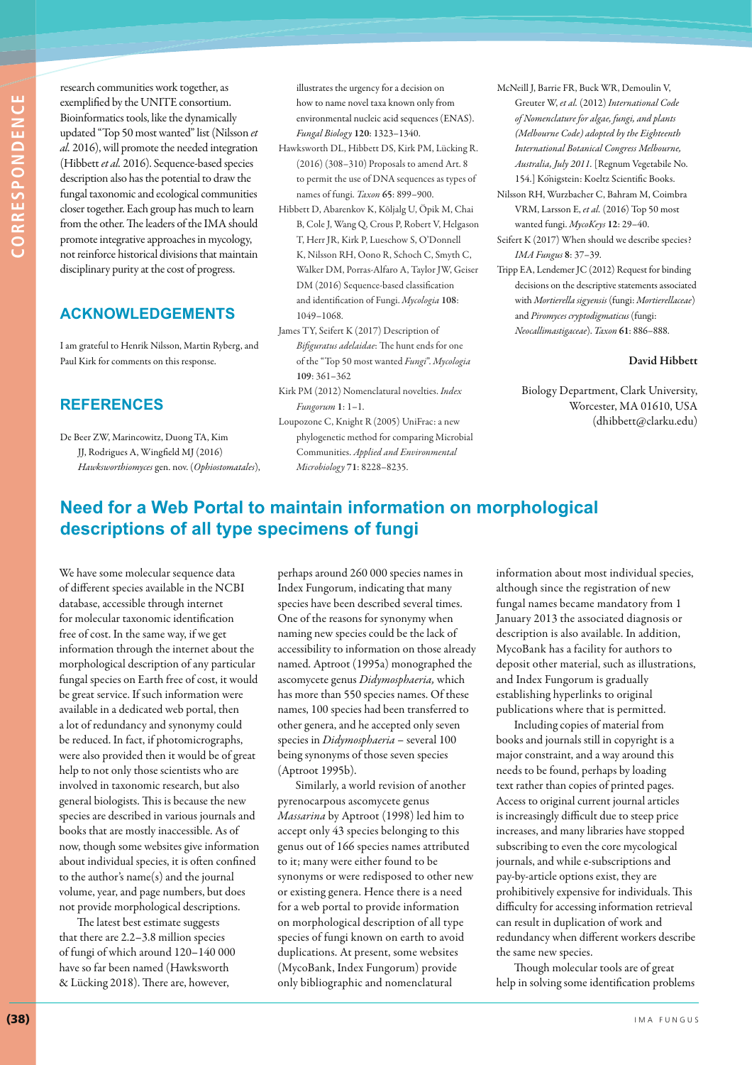research communities work together, as exemplified by the UNITE consortium. Bioinformatics tools, like the dynamically updated "Top 50 most wanted" list (Nilsson *et al.* 2016), will promote the needed integration (Hibbett *et al.* 2016). Sequence-based species description also has the potential to draw the fungal taxonomic and ecological communities closer together. Each group has much to learn from the other. The leaders of the IMA should promote integrative approaches in mycology, not reinforce historical divisions that maintain disciplinary purity at the cost of progress.

## ACKNOWLEDGEMENTS

I am grateful to Henrik Nilsson, Martin Ryberg, and Paul Kirk for comments on this response.

## REFERENCES

De Beer ZW, Marincowitz, Duong TA, Kim JJ, Rodrigues A, Wingfield MJ (2016) *Hawksworthiomyces* gen. nov. (*Ophiostomatales*), illustrates the urgency for a decision on how to name novel taxa known only from environmental nucleic acid sequences (ENAS). *Fungal Biology* **120**: 1323–1340.

Hawksworth DL, Hibbett DS, Kirk PM, Lücking R. (2016) (308–310) Proposals to amend Art. 8 to permit the use of DNA sequences as types of names of fungi. *Taxon* **65**: 899–900.

Hibbett D, Abarenkov K, Kõljalg U, Öpik M, Chai B, Cole J, Wang Q, Crous P, Robert V, Helgason T, Herr JR, Kirk P, Lueschow S, O'Donnell K, Nilsson RH, Oono R, Schoch C, Smyth C, Walker DM, Porras-Alfaro A, Taylor JW, Geiser DM (2016) Sequence-based classification and identification of Fungi. *Mycologia* **108**: 1049–1068.

James TY, Seifert K (2017) Description of *Bifiguratus adelaidae*: The hunt ends for one of the "Top 50 most wanted *Fungi*". *Mycologia* **109**: 361–362

Kirk PM (2012) Nomenclatural novelties. *Index Fungorum* **1**: 1–1.

Loupozone C, Knight R (2005) UniFrac: a new phylogenetic method for comparing Microbial Communities. *Applied and Environmental Microbiology* **71**: 8228–8235.

McNeill J, Barrie FR, Buck WR, Demoulin V, Greuter W, *et al.* (2012) *International Code of Nomenclature for algae, fungi, and plants (Melbourne Code) adopted by the Eighteenth International Botanical Congress Melbourne, Australia, July 2011*. [Regnum Vegetabile No. 154.] Königstein: Koeltz Scientific Books.

Nilsson RH, Wurzbacher C, Bahram M, Coimbra VRM, Larsson E, *et al.* (2016) Top 50 most wanted fungi. *MycoKeys* **12**: 29–40.

Seifert K (2017) When should we describe species? *IMA Fungus* **8**: 37–39.

Tripp EA, Lendemer JC (2012) Request for binding decisions on the descriptive statements associated with *Mortierella sigyensis* (fungi: *Mortierellaceae*) and *Piromyces cryptodigmaticus* (fungi: *Neocallimastigaceae*). *Taxon* **61**: 886–888.

**David Hibbett**

Biology Department, Clark University, Worcester, MA 01610, USA (dhibbett@clarku.edu)

## Need for a Web Portal to maintain information on morphological descriptions of all type specimens of fungi

We have some molecular sequence data of different species available in the NCBI database, accessible through internet for molecular taxonomic identification free of cost. In the same way, if we get information through the internet about the morphological description of any particular fungal species on Earth free of cost, it would be great service. If such information were available in a dedicated web portal, then a lot of redundancy and synonymy could be reduced. In fact, if photomicrographs, were also provided then it would be of great help to not only those scientists who are involved in taxonomic research, but also general biologists. This is because the new species are described in various journals and books that are mostly inaccessible. As of now, though some websites give information about individual species, it is often confined to the author's name(s) and the journal volume, year, and page numbers, but does not provide morphological descriptions.

The latest best estimate suggests that there are 2.2–3.8 million species of fungi of which around 120–140 000 have so far been named (Hawksworth & Lücking 2018). There are, however, perhaps around 260 000 species names in Index Fungorum, indicating that many species have been described several times. One of the reasons for synonymy when naming new species could be the lack of accessibility to information on those already named. Aptroot (1995a) monographed the ascomycete genus *Didymosphaeria,* which has more than 550 species names. Of these names, 100 species had been transferred to other genera, and he accepted only seven species in *Didymosphaeria* – several 100 being synonyms of those seven species (Aptroot 1995b).

Similarly, a world revision of another pyrenocarpous ascomycete genus *Massarina* by Aptroot (1998) led him to accept only 43 species belonging to this genus out of 166 species names attributed to it; many were either found to be synonyms or were redisposed to other new or existing genera. Hence there is a need for a web portal to provide information on morphological description of all type species of fungi known on earth to avoid duplications. At present, some websites (MycoBank, Index Fungorum) provide only bibliographic and nomenclatural information about most individual species, although since the registration of new fungal names became mandatory from 1 January 2013 the associated diagnosis or description is also available. In addition, MycoBank has a facility for authors to deposit other material, such as illustrations, and Index Fungorum is gradually establishing hyperlinks to original publications where that is permitted.

Including copies of material from books and journals still in copyright is a major constraint, and a way around this needs to be found, perhaps by loading text rather than copies of printed pages. Access to original current journal articles is increasingly difficult due to steep price increases, and many libraries have stopped subscribing to even the core mycological journals, and while e-subscriptions and pay-by-article options exist, they are prohibitively expensive for individuals. This difficulty for accessing information retrieval can result in duplication of work and redundancy when different workers describe the same new species.

Though molecular tools are of great help in solving some identification problems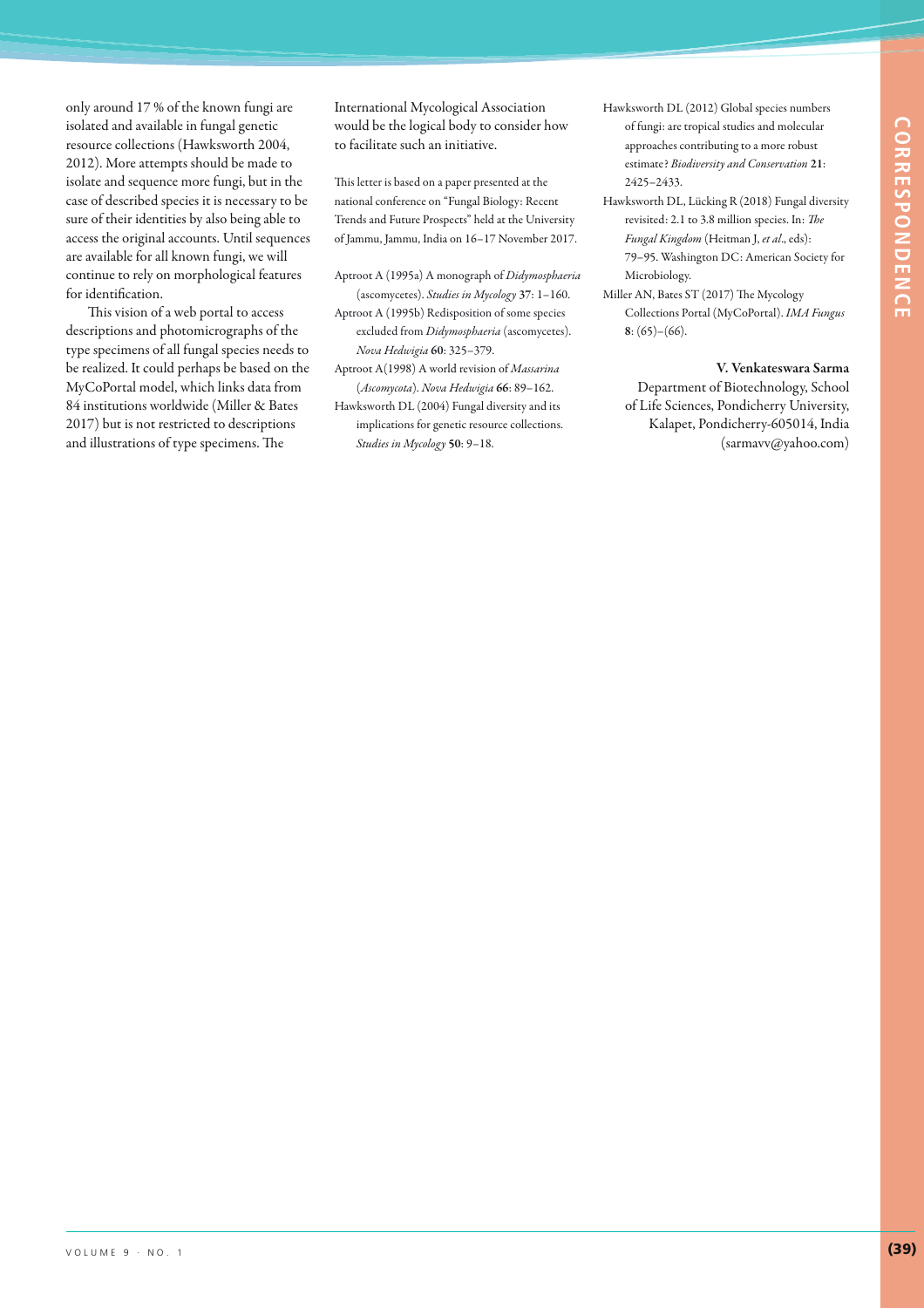only around 17 % of the known fungi are isolated and available in fungal genetic resource collections (Hawksworth 2004, 2012). More attempts should be made to isolate and sequence more fungi, but in the case of described species it is necessary to be sure of their identities by also being able to access the original accounts. Until sequences are available for all known fungi, we will continue to rely on morphological features for identification.

This vision of a web portal to access descriptions and photomicrographs of the type specimens of all fungal species needs to be realized. It could perhaps be based on the MyCoPortal model, which links data from 84 institutions worldwide (Miller & Bates 2017) but is not restricted to descriptions and illustrations of type specimens. The International Mycological Association would be the logical body to consider how to facilitate such an initiative.

This letter is based on a paper presented at the national conference on "Fungal Biology: Recent Trends and Future Prospects" held at the University of Jammu, Jammu, India on 16–17 November 2017.

Aptroot A (1995a) A monograph of *Didymosphaeria* (ascomycetes). *Studies in Mycology* **37**: 1–160.

Aptroot A (1995b) Redisposition of some species excluded from *Didymosphaeria* (ascomycetes). *Nova Hedwigia* **60**: 325–379.

Aptroot A(1998) A world revision of *Massarina* (*Ascomycota*). *Nova Hedwigia* **66**: 89–162.

Hawksworth DL (2004) Fungal diversity and its implications for genetic resource collections. *Studies in Mycology* **50**: 9–18.

Hawksworth DL (2012) Global species numbers of fungi: are tropical studies and molecular approaches contributing to a more robust estimate? *Biodiversity and Conservation* **21**: 2425–2433.

Hawksworth DL, Lücking R (2018) Fungal diversity revisited: 2.1 to 3.8 million species. In: *The Fungal Kingdom* (Heitman J, *et al*., eds): 79–95. Washington DC: American Society for Microbiology.

Miller AN, Bates ST (2017) The Mycology Collections Portal (MyCoPortal). *IMA Fungus* **8**: (65)–(66).

**V. Venkateswara Sarma**
Department of Biotechnology, School of Life Sciences, Pondicherry University, Kalapet, Pondicherry-605014, India (sarmavv@yahoo.com)